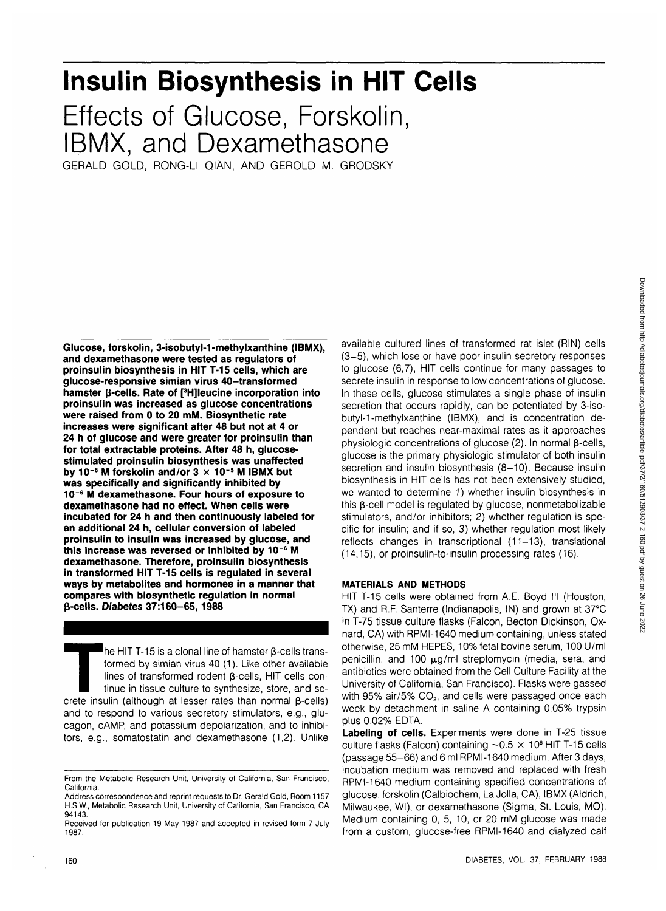# Insulin Biosynthesis in HIT Cells

## Effects of Glucose, Forskolin, IBMX, and Dexamethasone

GERALD GOLD, RONG-LI QIAN, AND GEROLD M. GRODSKY

**Glucose, forskolin, 3-isobutyl-1-methylxanthine (IBMX), and dexamethasone were tested as regulators of proinsulin biosynthesis in HIT T-15 cells, which are glucose-responsive simian virus 40–transformed hamster β-cells. Rate of [$^3$H]leucine incorporation into proinsulin was increased as glucose concentrations were raised from 0 to 20 mM. Biosynthetic rate increases were significant after 48 but not at 4 or 24 h of glucose and were greater for proinsulin than for total extractable proteins. After 48 h, glucose-stimulated proinsulin biosynthesis was unaffected by $10^{-6}$ M forskolin and/or $3 \times 10^{-5}$ M IBMX but was specifically and significantly inhibited by $10^{-6}$ M dexamethasone. Four hours of exposure to dexamethasone had no effect. When cells were incubated for 24 h and then continuously labeled for an additional 24 h, cellular conversion of labeled proinsulin to insulin was increased by glucose, and this increase was reversed or inhibited by $10^{-6}$ M dexamethasone. Therefore, proinsulin biosynthesis in transformed HIT T-15 cells is regulated in several ways by metabolites and hormones in a manner that compares with biosynthetic regulation in normal β-cells. *Diabetes* 37:160–65, 1988**

The HIT T-15 is a clonal line of hamster β-cells transformed by simian virus 40 (1). Like other available lines of transformed rodent β-cells, HIT cells continue in tissue culture to synthesize, store, and secrete insulin (although at lesser rates than normal β-cells) and to respond to various secretory stimulators, e.g., glucagon, cAMP, and potassium depolarization, and to inhibitors, e.g., somatostatin and dexamethasone (1,2). Unlike available cultured lines of transformed rat islet (RIN) cells (3–5), which lose or have poor insulin secretory responses to glucose (6,7), HIT cells continue for many passages to secrete insulin in response to low concentrations of glucose. In these cells, glucose stimulates a single phase of insulin secretion that occurs rapidly, can be potentiated by 3-isobutyl-1-methylxanthine (IBMX), and is concentration dependent but reaches near-maximal rates as it approaches physiologic concentrations of glucose (2). In normal β-cells, glucose is the primary physiologic stimulator of both insulin secretion and insulin biosynthesis (8–10). Because insulin biosynthesis in HIT cells has not been extensively studied, we wanted to determine *1*) whether insulin biosynthesis in this β-cell model is regulated by glucose, nonmetabolizable stimulators, and/or inhibitors; *2*) whether regulation is specific for insulin; and if so, *3*) whether regulation most likely reflects changes in transcriptional (11–13), translational (14,15), or proinsulin-to-insulin processing rates (16).

From the Metabolic Research Unit, University of California, San Francisco, California.

Address correspondence and reprint requests to Dr. Gerald Gold, Room 1157 H.S.W., Metabolic Research Unit, University of California, San Francisco, CA 94143.

Received for publication 19 May 1987 and accepted in revised form 7 July 1987.

### MATERIALS AND METHODS

HIT T-15 cells were obtained from A.E. Boyd III (Houston, TX) and R.F. Santerre (Indianapolis, IN) and grown at 37°C in T-75 tissue culture flasks (Falcon, Becton Dickinson, Oxnard, CA) with RPMI-1640 medium containing, unless stated otherwise, 25 mM HEPES, 10% fetal bovine serum, 100 U/ml penicillin, and 100 μg/ml streptomycin (media, sera, and antibiotics were obtained from the Cell Culture Facility at the University of California, San Francisco). Flasks were gassed with 95% air/5% $CO_2$, and cells were passaged once each week by detachment in saline A containing 0.05% trypsin plus 0.02% EDTA.

**Labeling of cells.** Experiments were done in T-25 tissue culture flasks (Falcon) containing ~$0.5 \times 10^6$ HIT T-15 cells (passage 55–66) and 6 ml RPMI-1640 medium. After 3 days, incubation medium was removed and replaced with fresh RPMI-1640 medium containing specified concentrations of glucose, forskolin (Calbiochem, La Jolla, CA), IBMX (Aldrich, Milwaukee, WI), or dexamethasone (Sigma, St. Louis, MO). Medium containing 0, 5, 10, or 20 mM glucose was made from a custom, glucose-free RPMI-1640 and dialyzed calf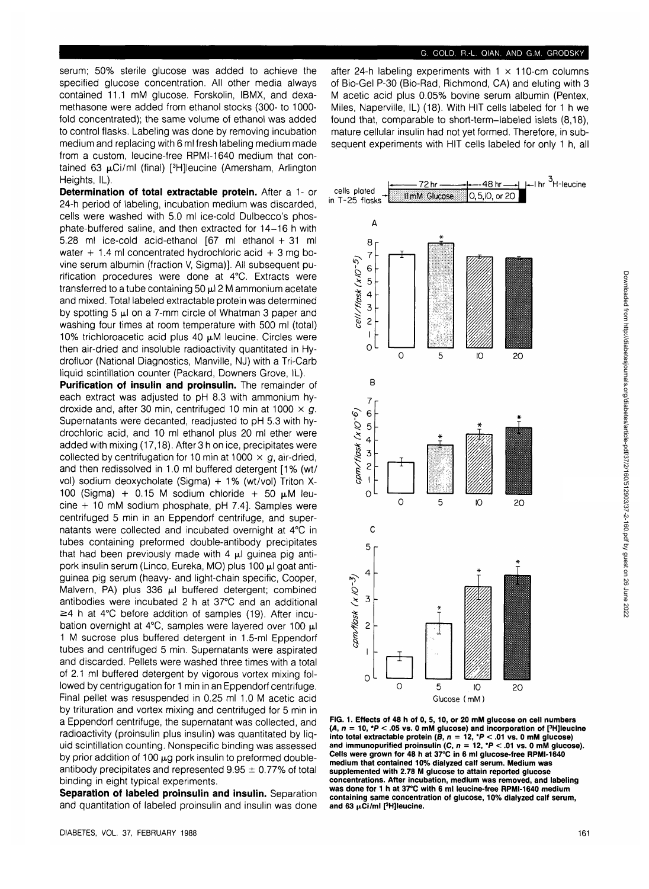serum; 50% sterile glucose was added to achieve the specified glucose concentration. All other media always contained 11.1 mM glucose. Forskolin, IBMX, and dexamethasone were added from ethanol stocks (300- to 1000-fold concentrated); the same volume of ethanol was added to control flasks. Labeling was done by removing incubation medium and replacing with 6 ml fresh labeling medium made from a custom, leucine-free RPMI-1640 medium that contained 63 μCi/ml (final) [$^3$H]leucine (Amersham, Arlington Heights, IL).

**Determination of total extractable protein.** After a 1- or 24-h period of labeling, incubation medium was discarded, cells were washed with 5.0 ml ice-cold Dulbecco's phosphate-buffered saline, and then extracted for 14–16 h with 5.28 ml ice-cold acid-ethanol [67 ml ethanol + 31 ml water + 1.4 ml concentrated hydrochloric acid + 3 mg bovine serum albumin (fraction V, Sigma)]. All subsequent purification procedures were done at 4°C. Extracts were transferred to a tube containing 50 μl 2 M ammonium acetate and mixed. Total labeled extractable protein was determined by spotting 5 μl on a 7-mm circle of Whatman 3 paper and washing four times at room temperature with 500 ml (total) 10% trichloroacetic acid plus 40 μM leucine. Circles were then air-dried and insoluble radioactivity quantitated in Hydrofluor (National Diagnostics, Manville, NJ) with a Tri-Carb liquid scintillation counter (Packard, Downers Grove, IL).

**Purification of insulin and proinsulin.** The remainder of each extract was adjusted to pH 8.3 with ammonium hydroxide and, after 30 min, centrifuged 10 min at 1000 × g. Supernatants were decanted, readjusted to pH 5.3 with hydrochloric acid, and 10 ml ethanol plus 20 ml ether were added with mixing (17,18). After 3 h on ice, precipitates were collected by centrifugation for 10 min at 1000 × g, air-dried, and then redissolved in 1.0 ml buffered detergent [1% (wt/vol) sodium deoxycholate (Sigma) + 1% (wt/vol) Triton X-100 (Sigma) + 0.15 M sodium chloride + 50 μM leucine + 10 mM sodium phosphate, pH 7.4]. Samples were centrifuged 5 min in an Eppendorf centrifuge, and supernatants were collected and incubated overnight at 4°C in tubes containing preformed double-antibody precipitates that had been previously made with 4 μl guinea pig anti-pork insulin serum (Linco, Eureka, MO) plus 100 μl goat anti-guinea pig serum (heavy- and light-chain specific, Cooper, Malvern, PA) plus 336 μl buffered detergent; combined antibodies were incubated 2 h at 37°C and an additional ≥4 h at 4°C before addition of samples (19). After incubation overnight at 4°C, samples were layered over 100 μl 1 M sucrose plus buffered detergent in 1.5-ml Eppendorf tubes and centrifuged 5 min. Supernatants were aspirated and discarded. Pellets were washed three times with a total of 2.1 ml buffered detergent by vigorous vortex mixing followed by centrigugation for 1 min in an Eppendorf centrifuge. Final pellet was resuspended in 0.25 ml 1.0 M acetic acid by trituration and vortex mixing and centrifuged for 5 min in a Eppendorf centrifuge, the supernatant was collected, and radioactivity (proinsulin plus insulin) was quantitated by liquid scintillation counting. Nonspecific binding was assessed by prior addition of 100 μg pork insulin to preformed double-antibody precipitates and represented 9.95 ± 0.77% of total binding in eight typical experiments.

**Separation of labeled proinsulin and insulin.** Separation and quantitation of labeled proinsulin and insulin was done after 24-h labeling experiments with 1 × 110-cm columns of Bio-Gel P-30 (Bio-Rad, Richmond, CA) and eluting with 3 M acetic acid plus 0.05% bovine serum albumin (Pentex, Miles, Naperville, IL) (18). With HIT cells labeled for 1 h we found that, comparable to short-term–labeled islets (8,18), mature cellular insulin had not yet formed. Therefore, in subsequent experiments with HIT cells labeled for only 1 h, all

**FIG. 1. Effects of 48 h of 0, 5, 10, or 20 mM glucose on cell numbers (*A*, *n* = 10, \*$P < .05$ vs. 0 mM glucose) and incorporation of [$^3$H]leucine into total extractable protein (*B*, *n* = 12, \*$P < .01$ vs. 0 mM glucose) and immunopurified proinsulin (*C*, *n* = 12, \*$P < .01$ vs. 0 mM glucose). Cells were grown for 48 h at 37°C in 6 ml glucose-free RPMI-1640 medium that contained 10% dialyzed calf serum. Medium was supplemented with 2.78 M glucose to attain reported glucose concentrations. After incubation, medium was removed, and labeling was done for 1 h at 37°C with 6 ml leucine-free RPMI-1640 medium containing same concentration of glucose, 10% dialyzed calf serum, and 63 μCi/ml [$^3$H]leucine.**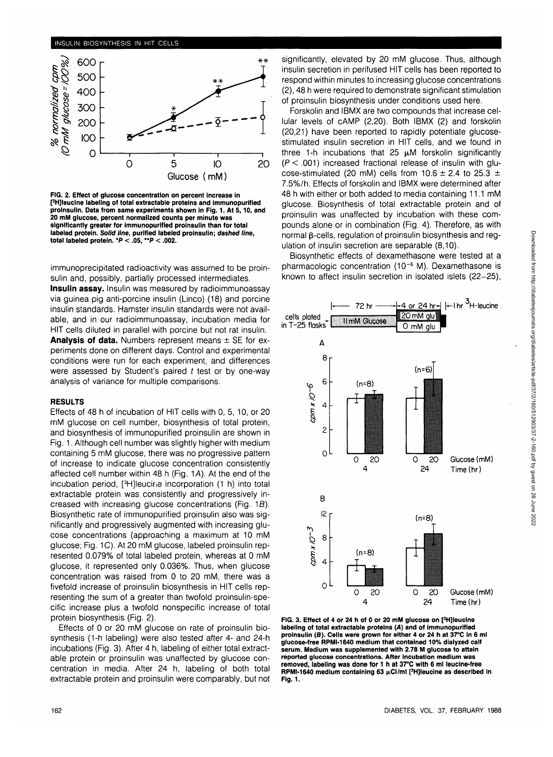FIG. 2. Effect of glucose concentration on percent increase in [$^3$H]leucine labeling of total extractable proteins and immunopurified proinsulin. Data from same experiments shown in Fig. 1. At 5, 10, and 20 mM glucose, percent normalized counts per minute was significantly greater for immunopurified proinsulin than for total labeled protein. *Solid line*, purified labeled proinsulin; *dashed line*, total labeled protein. $*P < .05$, $**P < .002$.

immunoprecipitated radioactivity was assumed to be proinsulin and, possibly, partially processed intermediates.

**Insulin assay.** Insulin was measured by radioimmunoassay via guinea pig anti-porcine insulin (Linco) (18) and porcine insulin standards. Hamster insulin standards were not available, and in our radioimmunoassay, incubation media for HIT cells diluted in parallel with porcine but not rat insulin.

**Analysis of data.** Numbers represent means ± SE for experiments done on different days. Control and experimental conditions were run for each experiment, and differences were assessed by Student's paired *t* test or by one-way analysis of variance for multiple comparisons.

## RESULTS

Effects of 48 h of incubation of HIT cells with 0, 5, 10, or 20 mM glucose on cell number, biosynthesis of total protein, and biosynthesis of immunopurified proinsulin are shown in Fig. 1. Although cell number was slightly higher with medium containing 5 mM glucose, there was no progressive pattern of increase to indicate glucose concentration consistently affected cell number within 48 h (Fig. 1*A*). At the end of the incubation period, [$^3$H]leucine incorporation (1 h) into total extractable protein was consistently and progressively increased with increasing glucose concentrations (Fig. 1*B*). Biosynthetic rate of immunopurified proinsulin also was significantly and progressively augmented with increasing glucose concentrations (approaching a maximum at 10 mM glucose; Fig. 1*C*). At 20 mM glucose, labeled proinsulin represented 0.079% of total labeled protein, whereas at 0 mM glucose, it represented only 0.036%. Thus, when glucose concentration was raised from 0 to 20 mM, there was a fivefold increase of proinsulin biosynthesis in HIT cells representing the sum of a greater than twofold proinsulin-specific increase plus a twofold nonspecific increase of total protein biosynthesis (Fig. 2).

Effects of 0 or 20 mM glucose on rate of proinsulin biosynthesis (1-h labeling) were also tested after 4- and 24-h incubations (Fig. 3). After 4 h, labeling of either total extractable protein or proinsulin was unaffected by glucose concentration in media. After 24 h, labeling of both total extractable protein and proinsulin were comparably, but not significantly, elevated by 20 mM glucose. Thus, although insulin secretion in perifused HIT cells has been reported to respond within minutes to increasing glucose concentrations (2), 48 h were required to demonstrate significant stimulation of proinsulin biosynthesis under conditions used here.

Forskolin and IBMX are two compounds that increase cellular levels of cAMP (2,20). Both IBMX (2) and forskolin (20,21) have been reported to rapidly potentiate glucose-stimulated insulin secretion in HIT cells, and we found in three 1-h incubations that 25 μM forskolin significantly ($P < .001$) increased fractional release of insulin with glucose-stimulated (20 mM) cells from 10.6 ± 2.4 to 25.3 ± 7.5%/h. Effects of forskolin and IBMX were determined after 48 h with either or both added to media containing 11.1 mM glucose. Biosynthesis of total extractable protein and of proinsulin was unaffected by incubation with these compounds alone or in combination (Fig. 4). Therefore, as with normal β-cells, regulation of proinsulin biosynthesis and regulation of insulin secretion are separable (8,10).

Biosynthetic effects of dexamethasone were tested at a pharmacologic concentration ($10^{-6}$ M). Dexamethasone is known to affect insulin secretion in isolated islets (22–25),

FIG. 3. Effect of 4 or 24 h of 0 or 20 mM glucose on [$^3$H]leucine labeling of total extractable proteins (*A*) and of immunopurified proinsulin (*B*). Cells were grown for either 4 or 24 h at 37°C in 6 ml glucose-free RPMI-1640 medium that contained 10% dialyzed calf serum. Medium was supplemented with 2.78 M glucose to attain reported glucose concentrations. After incubation medium was removed, labeling was done for 1 h at 37°C with 6 ml leucine-free RPMI-1640 medium containing 63 μCi/ml [$^3$H]leucine as described in Fig. 1.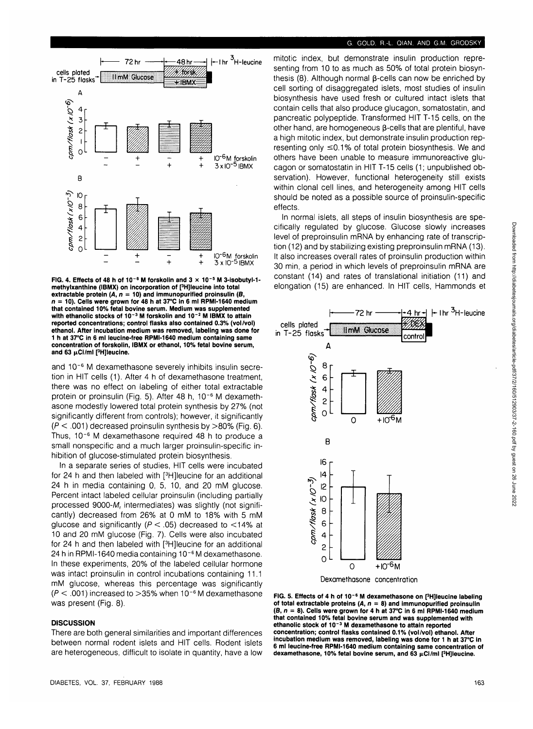**FIG. 4. Effects of 48 h of $10^{-6}$ M forskolin and $3 \times 10^{-5}$ M 3-isobutyl-1-methylxanthine (IBMX) on incorporation of [$^3$H]leucine into total extractable protein (*A*, *n* = 10) and immunopurified proinsulin (*B*, *n* = 10). Cells were grown for 48 h at 37°C in 6 ml RPMI-1640 medium that contained 10% fetal bovine serum. Medium was supplemented with ethanolic stocks of $10^{-3}$ M forskolin and $10^{-2}$ M IBMX to attain reported concentrations; control flasks also contained 0.3% (vol/vol) ethanol. After incubation medium was removed, labeling was done for 1 h at 37°C in 6 ml leucine-free RPMI-1640 medium containing same concentration of forskolin, IBMX or ethanol, 10% fetal bovine serum, and 63 μCi/ml [$^3$H]leucine.**

and $10^{-6}$ M dexamethasone severely inhibits insulin secretion in HIT cells (1). After 4 h of dexamethasone treatment, there was no effect on labeling of either total extractable protein or proinsulin (Fig. 5). After 48 h, $10^{-6}$ M dexamethasone modestly lowered total protein synthesis by 27% (not significantly different from controls); however, it significantly ($P < .001$) decreased proinsulin synthesis by >80% (Fig. 6). Thus, $10^{-6}$ M dexamethasone required 48 h to produce a small nonspecific and a much larger proinsulin-specific inhibition of glucose-stimulated protein biosynthesis.

In a separate series of studies, HIT cells were incubated for 24 h and then labeled with [$^3$H]leucine for an additional 24 h in media containing 0, 5, 10, and 20 mM glucose. Percent intact labeled cellular proinsulin (including partially processed 9000-$M_r$ intermediates) was slightly (not significantly) decreased from 26% at 0 mM to 18% with 5 mM glucose and significantly ($P < .05$) decreased to <14% at 10 and 20 mM glucose (Fig. 7). Cells were also incubated for 24 h and then labeled with [$^3$H]leucine for an additional 24 h in RPMI-1640 media containing $10^{-6}$ M dexamethasone. In these experiments, 20% of the labeled cellular hormone was intact proinsulin in control incubations containing 11.1 mM glucose, whereas this percentage was significantly ($P < .001$) increased to >35% when $10^{-6}$ M dexamethasone was present (Fig. 8).

## DISCUSSION

There are both general similarities and important differences between normal rodent islets and HIT cells. Rodent islets are heterogeneous, difficult to isolate in quantity, have a low mitotic index, but demonstrate insulin production representing from 10 to as much as 50% of total protein biosynthesis (8). Although normal β-cells can now be enriched by cell sorting of disaggregated islets, most studies of insulin biosynthesis have used fresh or cultured intact islets that contain cells that also produce glucagon, somatostatin, and pancreatic polypeptide. Transformed HIT T-15 cells, on the other hand, are homogeneous β-cells that are plentiful, have a high mitotic index, but demonstrate insulin production representing only ≤0.1% of total protein biosynthesis. We and others have been unable to measure immunoreactive glucagon or somatostatin in HIT T-15 cells (1; unpublished observation). However, functional heterogeneity still exists within clonal cell lines, and heterogeneity among HIT cells should be noted as a possible source of proinsulin-specific effects.

In normal islets, all steps of insulin biosynthesis are specifically regulated by glucose. Glucose slowly increases level of preproinsulin mRNA by enhancing rate of transcription (12) and by stabilizing existing preproinsulin mRNA (13). It also increases overall rates of proinsulin production within 30 min, a period in which levels of preproinsulin mRNA are constant (14) and rates of translational initiation (11) and elongation (15) are enhanced. In HIT cells, Hammonds et

**FIG. 5. Effects of 4 h of $10^{-6}$ M dexamethasone on [$^3$H]leucine labeling of total extractable proteins (*A*, *n* = 8) and immunopurified proinsulin (*B*, *n* = 8). Cells were grown for 4 h at 37°C in 6 ml RPMI-1640 medium that contained 10% fetal bovine serum and was supplemented with ethanolic stock of $10^{-3}$ M dexamethasone to attain reported concentration; control flasks contained 0.1% (vol/vol) ethanol. After incubation medium was removed, labeling was done for 1 h at 37°C in 6 ml leucine-free RPMI-1640 medium containing same concentration of dexamethasone, 10% fetal bovine serum, and 63 μCi/ml [$^3$H]leucine.**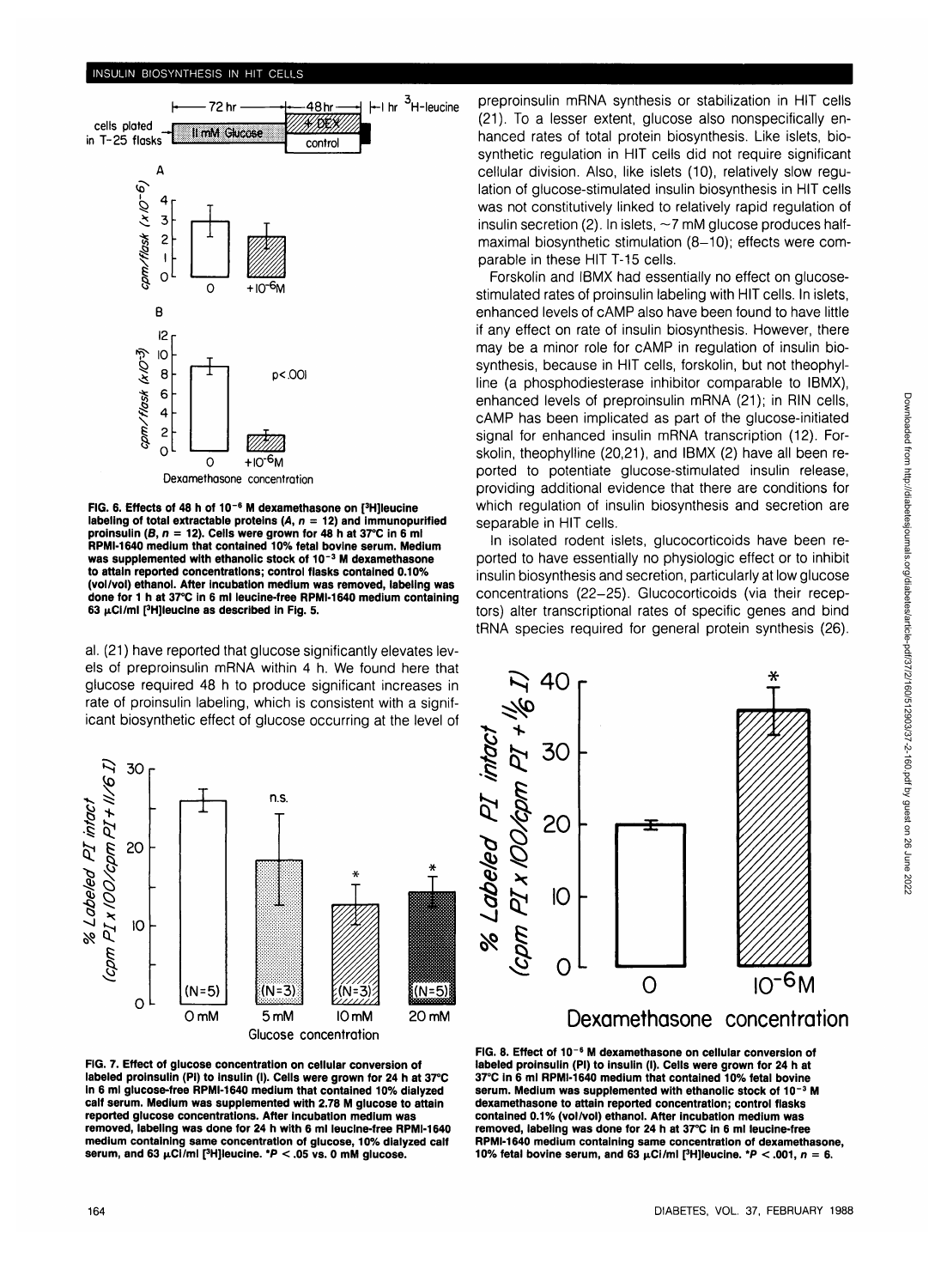FIG. 6. Effects of 48 h of $10^{-6}$ M dexamethasone on [$^3$H]leucine labeling of total extractable proteins (*A*, *n* = 12) and immunopurified proinsulin (*B*, *n* = 12). Cells were grown for 48 h at 37°C in 6 ml RPMI-1640 medium that contained 10% fetal bovine serum. Medium was supplemented with ethanolic stock of $10^{-3}$ M dexamethasone to attain reported concentrations; control flasks contained 0.10% (vol/vol) ethanol. After incubation medium was removed, labeling was done for 1 h at 37°C in 6 ml leucine-free RPMI-1640 medium containing 63 μCi/ml [$^3$H]leucine as described in Fig. 5.

al. (21) have reported that glucose significantly elevates levels of preproinsulin mRNA within 4 h. We found here that glucose required 48 h to produce significant increases in rate of proinsulin labeling, which is consistent with a significant biosynthetic effect of glucose occurring at the level of preproinsulin mRNA synthesis or stabilization in HIT cells (21). To a lesser extent, glucose also nonspecifically enhanced rates of total protein biosynthesis. Like islets, biosynthetic regulation in HIT cells did not require significant cellular division. Also, like islets (10), relatively slow regulation of glucose-stimulated insulin biosynthesis in HIT cells was not constitutively linked to relatively rapid regulation of insulin secretion (2). In islets, ~7 mM glucose produces half-maximal biosynthetic stimulation (8–10); effects were comparable in these HIT T-15 cells.

Forskolin and IBMX had essentially no effect on glucose-stimulated rates of proinsulin labeling with HIT cells. In islets, enhanced levels of cAMP also have been found to have little if any effect on rate of insulin biosynthesis. However, there may be a minor role for cAMP in regulation of insulin biosynthesis, because in HIT cells, forskolin, but not theophylline (a phosphodiesterase inhibitor comparable to IBMX), enhanced levels of preproinsulin mRNA (21); in RIN cells, cAMP has been implicated as part of the glucose-initiated signal for enhanced insulin mRNA transcription (12). Forskolin, theophylline (20,21), and IBMX (2) have all been reported to potentiate glucose-stimulated insulin release, providing additional evidence that there are conditions for which regulation of insulin biosynthesis and secretion are separable in HIT cells.

In isolated rodent islets, glucocorticoids have been reported to have essentially no physiologic effect or to inhibit insulin biosynthesis and secretion, particularly at low glucose concentrations (22–25). Glucocorticoids (via their receptors) alter transcriptional rates of specific genes and bind tRNA species required for general protein synthesis (26).

FIG. 7. Effect of glucose concentration on cellular conversion of labeled proinsulin (PI) to insulin (I). Cells were grown for 24 h at 37°C in 6 ml glucose-free RPMI-1640 medium that contained 10% dialyzed calf serum. Medium was supplemented with 2.78 M glucose to attain reported glucose concentrations. After incubation medium was removed, labeling was done for 24 h with 6 ml leucine-free RPMI-1640 medium containing same concentration of glucose, 10% dialyzed calf serum, and 63 μCi/ml [$^3$H]leucine. \*$P < .05$ vs. 0 mM glucose.

FIG. 8. Effect of $10^{-6}$ M dexamethasone on cellular conversion of labeled proinsulin (PI) to insulin (I). Cells were grown for 24 h at 37°C in 6 ml RPMI-1640 medium that contained 10% fetal bovine serum. Medium was supplemented with ethanolic stock of $10^{-3}$ M dexamethasone to attain reported concentration; control flasks contained 0.1% (vol/vol) ethanol. After incubation medium was removed, labeling was done for 24 h at 37°C in 6 ml leucine-free RPMI-1640 medium containing same concentration of dexamethasone, 10% fetal bovine serum, and 63 μCi/ml [$^3$H]leucine. \*$P < .001$, $n = 6$.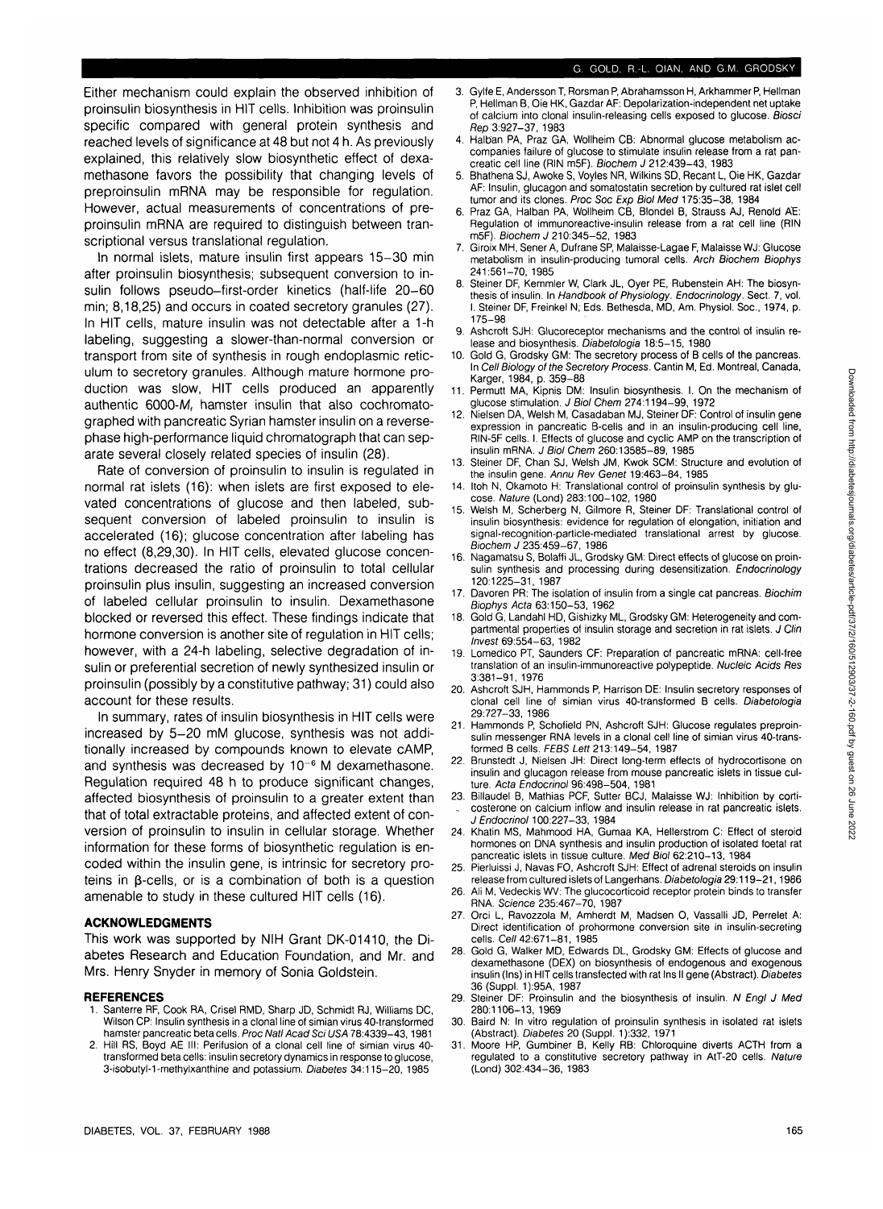Either mechanism could explain the observed inhibition of proinsulin biosynthesis in HIT cells. Inhibition was proinsulin specific compared with general protein synthesis and reached levels of significance at 48 but not 4 h. As previously explained, this relatively slow biosynthetic effect of dexamethasone favors the possibility that changing levels of preproinsulin mRNA may be responsible for regulation. However, actual measurements of concentrations of preproinsulin mRNA are required to distinguish between transcriptional versus translational regulation.

In normal islets, mature insulin first appears 15–30 min after proinsulin biosynthesis; subsequent conversion to insulin follows pseudo-first-order kinetics (half-life 20–60 min; 8,18,25) and occurs in coated secretory granules (27). In HIT cells, mature insulin was not detectable after a 1-h labeling, suggesting a slower-than-normal conversion or transport from site of synthesis in rough endoplasmic reticulum to secretory granules. Although mature hormone production was slow, HIT cells produced an apparently authentic 6000-$M_r$ hamster insulin that also cochromatographed with pancreatic Syrian hamster insulin on a reverse-phase high-performance liquid chromatograph that can separate several closely related species of insulin (28).

Rate of conversion of proinsulin to insulin is regulated in normal rat islets (16): when islets are first exposed to elevated concentrations of glucose and then labeled, subsequent conversion of labeled proinsulin to insulin is accelerated (16); glucose concentration after labeling has no effect (8,29,30). In HIT cells, elevated glucose concentrations decreased the ratio of proinsulin to total cellular proinsulin plus insulin, suggesting an increased conversion of labeled cellular proinsulin to insulin. Dexamethasone blocked or reversed this effect. These findings indicate that hormone conversion is another site of regulation in HIT cells; however, with a 24-h labeling, selective degradation of insulin or preferential secretion of newly synthesized insulin or proinsulin (possibly by a constitutive pathway; 31) could also account for these results.

In summary, rates of insulin biosynthesis in HIT cells were increased by 5–20 mM glucose, synthesis was not additionally increased by compounds known to elevate cAMP, and synthesis was decreased by $10^{-6}$ M dexamethasone. Regulation required 48 h to produce significant changes, affected biosynthesis of proinsulin to a greater extent than that of total extractable proteins, and affected extent of conversion of proinsulin to insulin in cellular storage. Whether information for these forms of biosynthetic regulation is encoded within the insulin gene, is intrinsic for secretory proteins in β-cells, or is a combination of both is a question amenable to study in these cultured HIT cells (16).

## ACKNOWLEDGMENTS

This work was supported by NIH Grant DK-01410, the Diabetes Research and Education Foundation, and Mr. and Mrs. Henry Snyder in memory of Sonia Goldstein.

## REFERENCES

1. Santerre RF, Cook RA, Crisel RMD, Sharp JD, Schmidt RJ, Williams DC, Wilson CP: Insulin synthesis in a clonal line of simian virus 40-transformed hamster pancreatic beta cells. *Proc Natl Acad Sci USA* 78:4339–43, 1981
2. Hill RS, Boyd AE III: Perifusion of a clonal cell line of simian virus 40-transformed beta cells: insulin secretory dynamics in response to glucose, 3-isobutyl-1-methylxanthine and potassium. *Diabetes* 34:115–20, 1985
3. Gylfe E, Andersson T, Rorsman P, Abrahamsson H, Arkhammer P, Hellman P, Hellman B, Oie HK, Gazdar AF: Depolarization-independent net uptake of calcium into clonal insulin-releasing cells exposed to glucose. *Biosci Rep* 3:927–37, 1983
4. Halban PA, Praz GA, Wollheim CB: Abnormal glucose metabolism accompanies failure of glucose to stimulate insulin release from a rat pancreatic cell line (RIN m5F). *Biochem J* 212:439–43, 1983
5. Bhathena SJ, Awoke S, Voyles NR, Wilkins SD, Recant L, Oie HK, Gazdar AF: Insulin, glucagon and somatostatin secretion by cultured rat islet cell tumor and its clones. *Proc Soc Exp Biol Med* 175:35–38, 1984
6. Praz GA, Halban PA, Wollheim CB, Blondel B, Strauss AJ, Renold AE: Regulation of immunoreactive-insulin release from a rat cell line (RIN m5F). *Biochem J* 210:345–52, 1983
7. Giroix MH, Sener A, Dufrane SP, Malaisse-Lagae F, Malaisse WJ: Glucose metabolism in insulin-producing tumoral cells. *Arch Biochem Biophys* 241:561–70, 1985
8. Steiner DF, Kemmler W, Clark JL, Oyer PE, Rubenstein AH: The biosynthesis of insulin. In *Handbook of Physiology. Endocrinology*. Sect. 7, vol. I. Steiner DF, Freinkel N; Eds. Bethesda, MD, Am. Physiol. Soc., 1974, p. 175–98
9. Ashcroft SJH: Glucoreceptor mechanisms and the control of insulin release and biosynthesis. *Diabetologia* 18:5–15, 1980
10. Gold G, Grodsky GM: The secretory process of B cells of the pancreas. In *Cell Biology of the Secretory Process*. Cantin M, Ed. Montreal, Canada, Karger, 1984, p. 359–88
11. Permutt MA, Kipnis DM: Insulin biosynthesis. I. On the mechanism of glucose stimulation. *J Biol Chem* 274:1194–99, 1972
12. Nielsen DA, Welsh M, Casadaban MJ, Steiner DF: Control of insulin gene expression in pancreatic B-cells and in an insulin-producing cell line, RIN-5F cells. I. Effects of glucose and cyclic AMP on the transcription of insulin mRNA. *J Biol Chem* 260:13585–89, 1985
13. Steiner DF, Chan SJ, Welsh JM, Kwok SCM: Structure and evolution of the insulin gene. *Annu Rev Genet* 19:463–84, 1985
14. Itoh N, Okamoto H: Translational control of proinsulin synthesis by glucose. *Nature* (Lond) 283:100–102, 1980
15. Welsh M, Scherberg N, Gilmore R, Steiner DF: Translational control of insulin biosynthesis: evidence for regulation of elongation, initiation and signal-recognition-particle-mediated translational arrest by glucose. *Biochem J* 235:459–67, 1986
16. Nagamatsu S, Bolaffi JL, Grodsky GM: Direct effects of glucose on proinsulin synthesis and processing during desensitization. *Endocrinology* 120:1225–31, 1987
17. Davoren PR: The isolation of insulin from a single cat pancreas. *Biochim Biophys Acta* 63:150–53, 1962
18. Gold G, Landahl HD, Gishizky ML, Grodsky GM: Heterogeneity and compartmental properties of insulin storage and secretion in rat islets. *J Clin Invest* 69:554–63, 1982
19. Lomedico PT, Saunders CF: Preparation of pancreatic mRNA: cell-free translation of an insulin-immunoreactive polypeptide. *Nucleic Acids Res* 3:381–91, 1976
20. Ashcroft SJH, Hammonds P, Harrison DE: Insulin secretory responses of clonal cell line of simian virus 40-transformed B cells. *Diabetologia* 29:727–33, 1986
21. Hammonds P, Schofield PN, Ashcroft SJH: Glucose regulates preproinsulin messenger RNA levels in a clonal cell line of simian virus 40-transformed B cells. *FEBS Lett* 213:149–54, 1987
22. Brunstedt J, Nielsen JH: Direct long-term effects of hydrocortisone on insulin and glucagon release from mouse pancreatic islets in tissue culture. *Acta Endocrinol* 96:498–504, 1981
23. Billaudel B, Mathias PCF, Sutter BCJ, Malaisse WJ: Inhibition by corticosterone on calcium inflow and insulin release in rat pancreatic islets. *J Endocrinol* 100:227–33, 1984
24. Khatin MS, Mahmood HA, Gumaa KA, Hellerstrom C: Effect of steroid hormones on DNA synthesis and insulin production of isolated foetal rat pancreatic islets in tissue culture. *Med Biol* 62:210–13, 1984
25. Pierluissi J, Navas FO, Ashcroft SJH: Effect of adrenal steroids on insulin release from cultured islets of Langerhans. *Diabetologia* 29:119–21, 1986
26. Ali M, Vedeckis WV: The glucocorticoid receptor protein binds to transfer RNA. *Science* 235:467–70, 1987
27. Orci L, Ravozzola M, Amherdt M, Madsen O, Vassalli JD, Perrelet A: Direct identification of prohormone conversion site in insulin-secreting cells. *Cell* 42:671–81, 1985
28. Gold G, Walker MD, Edwards DL, Grodsky GM: Effects of glucose and dexamethasone (DEX) on biosynthesis of endogenous and exogenous insulin (Ins) in HIT cells transfected with rat Ins II gene (Abstract). *Diabetes* 36 (Suppl. 1):95A, 1987
29. Steiner DF: Proinsulin and the biosynthesis of insulin. *N Engl J Med* 280:1106–13, 1969
30. Baird N: In vitro regulation of proinsulin synthesis in isolated rat islets (Abstract). *Diabetes* 20 (Suppl. 1):332, 1971
31. Moore HP, Gumbiner B, Kelly RB: Chloroquine diverts ACTH from a regulated to a constitutive secretory pathway in AtT-20 cells. *Nature* (Lond) 302:434–36, 1983